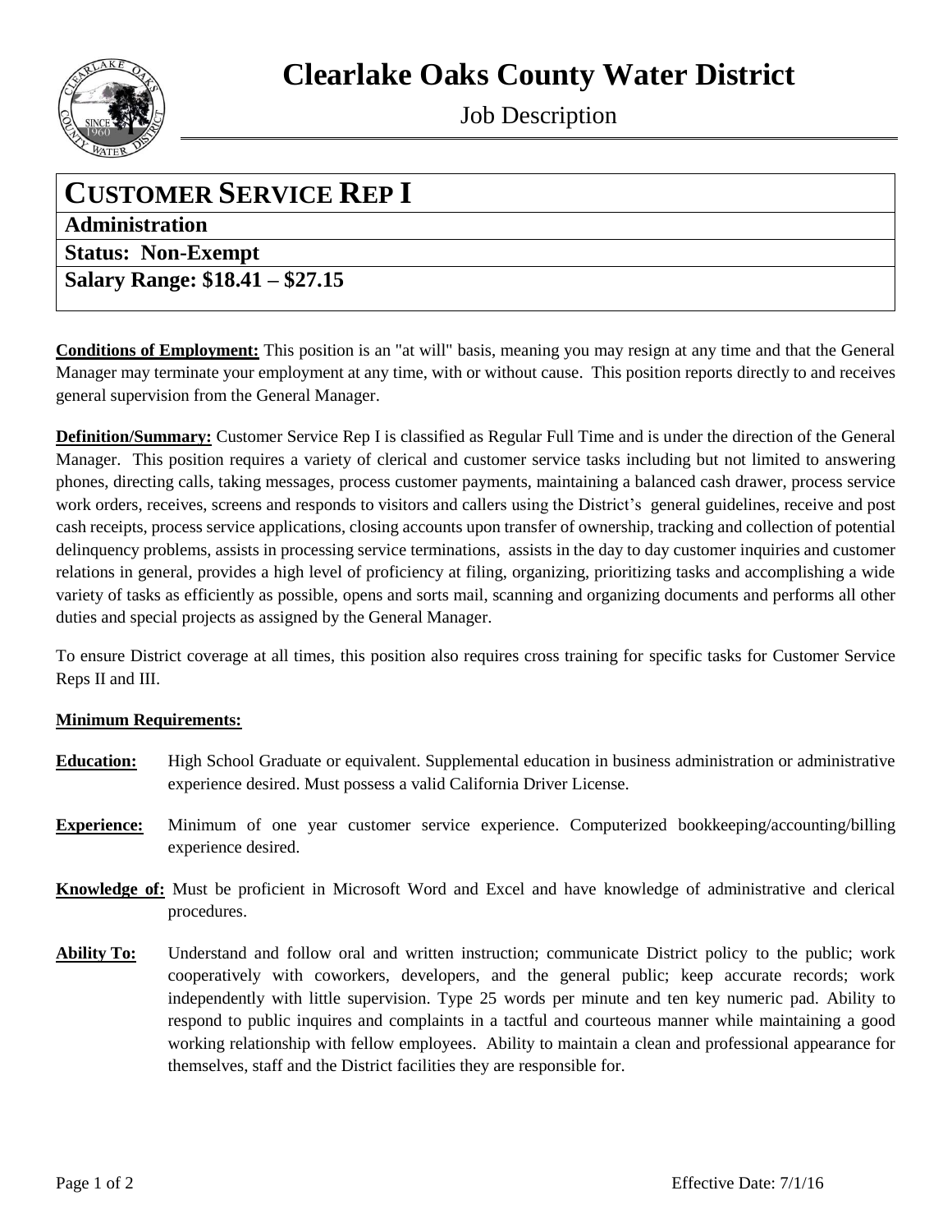# Clearlake Oaks County Water District

Job Description

## CUSTOMER SERVICE REP I

**Administration**

**Status: Non-Exempt**

**Salary Range: $18.41 – $27.15**

**Conditions of Employment:** This position is an "at will" basis, meaning you may resign at any time and that the General Manager may terminate your employment at any time, with or without cause. This position reports directly to and receives general supervision from the General Manager.

**Definition/Summary:** Customer Service Rep I is classified as Regular Full Time and is under the direction of the General Manager. This position requires a variety of clerical and customer service tasks including but not limited to answering phones, directing calls, taking messages, process customer payments, maintaining a balanced cash drawer, process service work orders, receives, screens and responds to visitors and callers using the District's general guidelines, receive and post cash receipts, process service applications, closing accounts upon transfer of ownership, tracking and collection of potential delinquency problems, assists in processing service terminations, assists in the day to day customer inquiries and customer relations in general, provides a high level of proficiency at filing, organizing, prioritizing tasks and accomplishing a wide variety of tasks as efficiently as possible, opens and sorts mail, scanning and organizing documents and performs all other duties and special projects as assigned by the General Manager.

To ensure District coverage at all times, this position also requires cross training for specific tasks for Customer Service Reps II and III.

**Minimum Requirements:**

**Education:** High School Graduate or equivalent. Supplemental education in business administration or administrative experience desired. Must possess a valid California Driver License.

**Experience:** Minimum of one year customer service experience. Computerized bookkeeping/accounting/billing experience desired.

**Knowledge of:** Must be proficient in Microsoft Word and Excel and have knowledge of administrative and clerical procedures.

**Ability To:** Understand and follow oral and written instruction; communicate District policy to the public; work cooperatively with coworkers, developers, and the general public; keep accurate records; work independently with little supervision. Type 25 words per minute and ten key numeric pad. Ability to respond to public inquires and complaints in a tactful and courteous manner while maintaining a good working relationship with fellow employees. Ability to maintain a clean and professional appearance for themselves, staff and the District facilities they are responsible for.

Effective Date: 7/1/16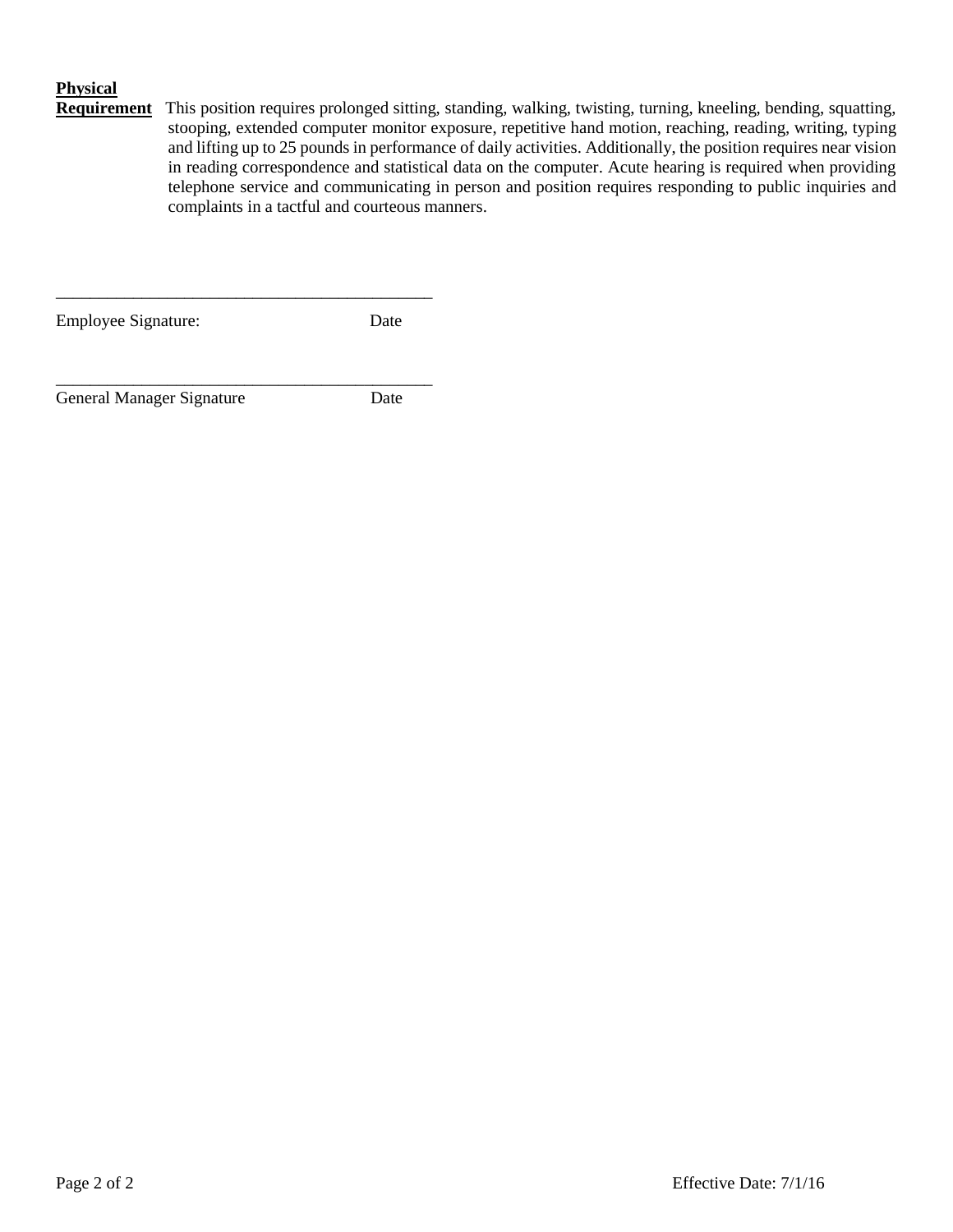**Physical Requirement** This position requires prolonged sitting, standing, walking, twisting, turning, kneeling, bending, squatting, stooping, extended computer monitor exposure, repetitive hand motion, reaching, reading, writing, typing and lifting up to 25 pounds in performance of daily activities. Additionally, the position requires near vision in reading correspondence and statistical data on the computer. Acute hearing is required when providing telephone service and communicating in person and position requires responding to public inquiries and complaints in a tactful and courteous manners.

_____________________________________________

Employee Signature: Date

_____________________________________________

General Manager Signature Date

Effective Date: 7/1/16